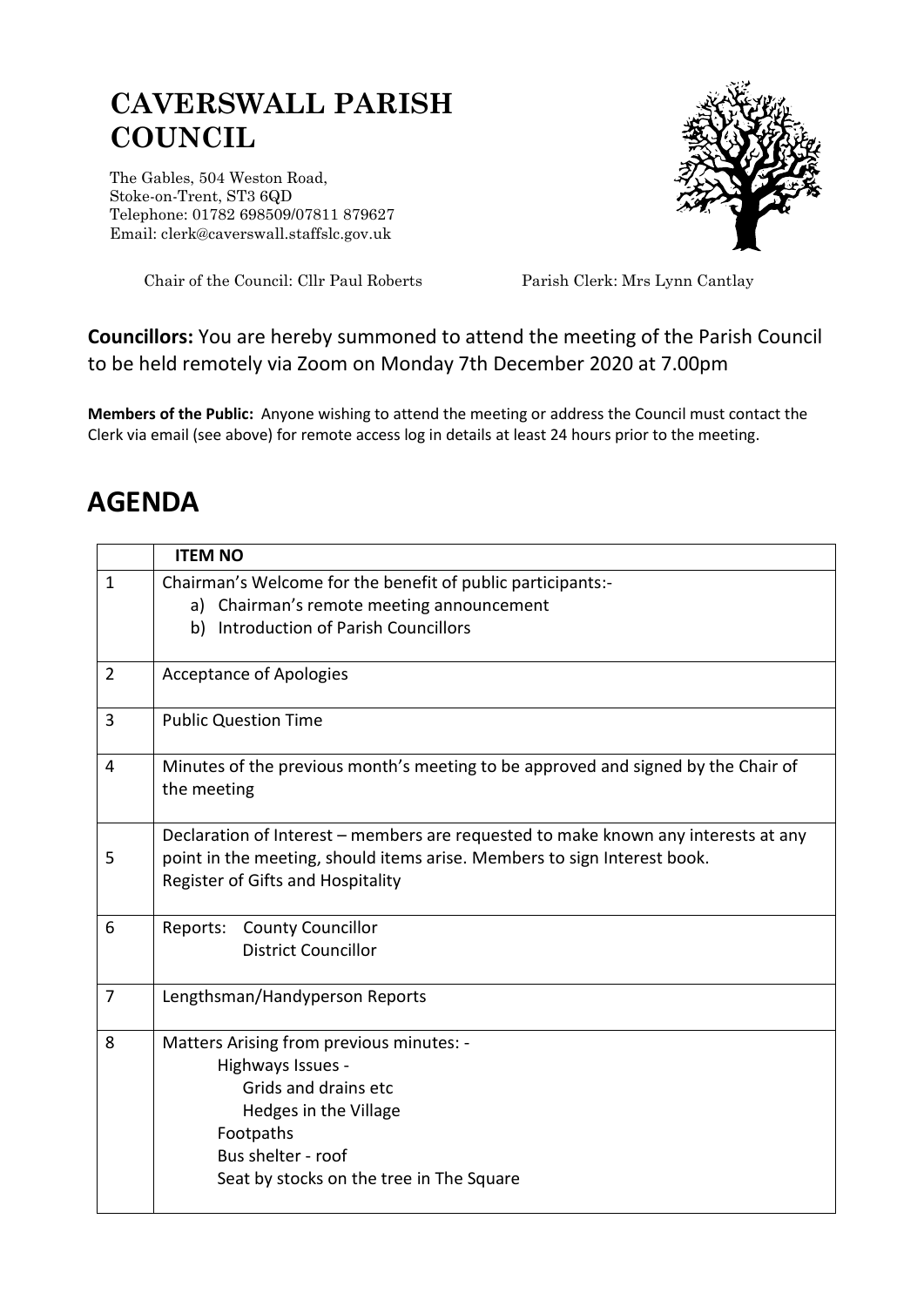# CAVERSWALL PARISH COUNCIL

The Gables, 504 Weston Road,
Stoke-on-Trent, ST3 6QD
Telephone: 01782 698509/07811 879627
Email: clerk@caverswall.staffslc.gov.uk

Chair of the Council: Cllr Paul Roberts

Parish Clerk: Mrs Lynn Cantlay

**Councillors:** You are hereby summoned to attend the meeting of the Parish Council to be held remotely via Zoom on Monday 7th December 2020 at 7.00pm

**Members of the Public:** Anyone wishing to attend the meeting or address the Council must contact the Clerk via email (see above) for remote access log in details at least 24 hours prior to the meeting.

## AGENDA

| | **ITEM NO** |
|---|---|
| 1 | Chairman's Welcome for the benefit of public participants:-<br>a) Chairman's remote meeting announcement<br>b) Introduction of Parish Councillors |
| 2 | Acceptance of Apologies |
| 3 | Public Question Time |
| 4 | Minutes of the previous month's meeting to be approved and signed by the Chair of the meeting |
| 5 | Declaration of Interest – members are requested to make known any interests at any point in the meeting, should items arise. Members to sign Interest book.<br>Register of Gifts and Hospitality |
| 6 | Reports: County Councillor<br>District Councillor |
| 7 | Lengthsman/Handyperson Reports |
| 8 | Matters Arising from previous minutes: -<br>Highways Issues -<br>Grids and drains etc<br>Hedges in the Village<br>Footpaths<br>Bus shelter - roof<br>Seat by stocks on the tree in The Square |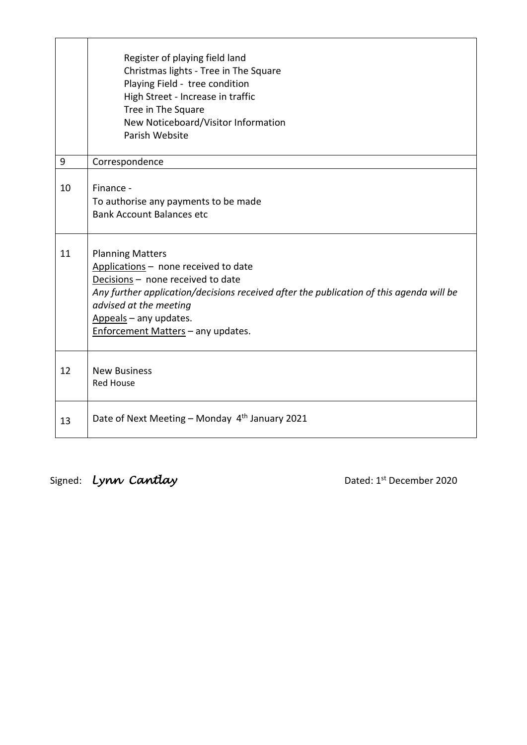| | |
|---|---|
| | Register of playing field land<br>Christmas lights - Tree in The Square<br>Playing Field - tree condition<br>High Street - Increase in traffic<br>Tree in The Square<br>New Noticeboard/Visitor Information<br>Parish Website |
| 9 | Correspondence |
| 10 | Finance -<br>To authorise any payments to be made<br>Bank Account Balances etc |
| 11 | Planning Matters<br><u>Applications</u> – none received to date<br><u>Decisions</u> – none received to date<br>*Any further application/decisions received after the publication of this agenda will be advised at the meeting*<br><u>Appeals</u> – any updates.<br><u>Enforcement Matters</u> – any updates. |
| 12 | New Business<br>Red House |
| 13 | Date of Next Meeting – Monday 4th January 2021 |

Signed: *Lynn Cantlay* Dated: 1st December 2020